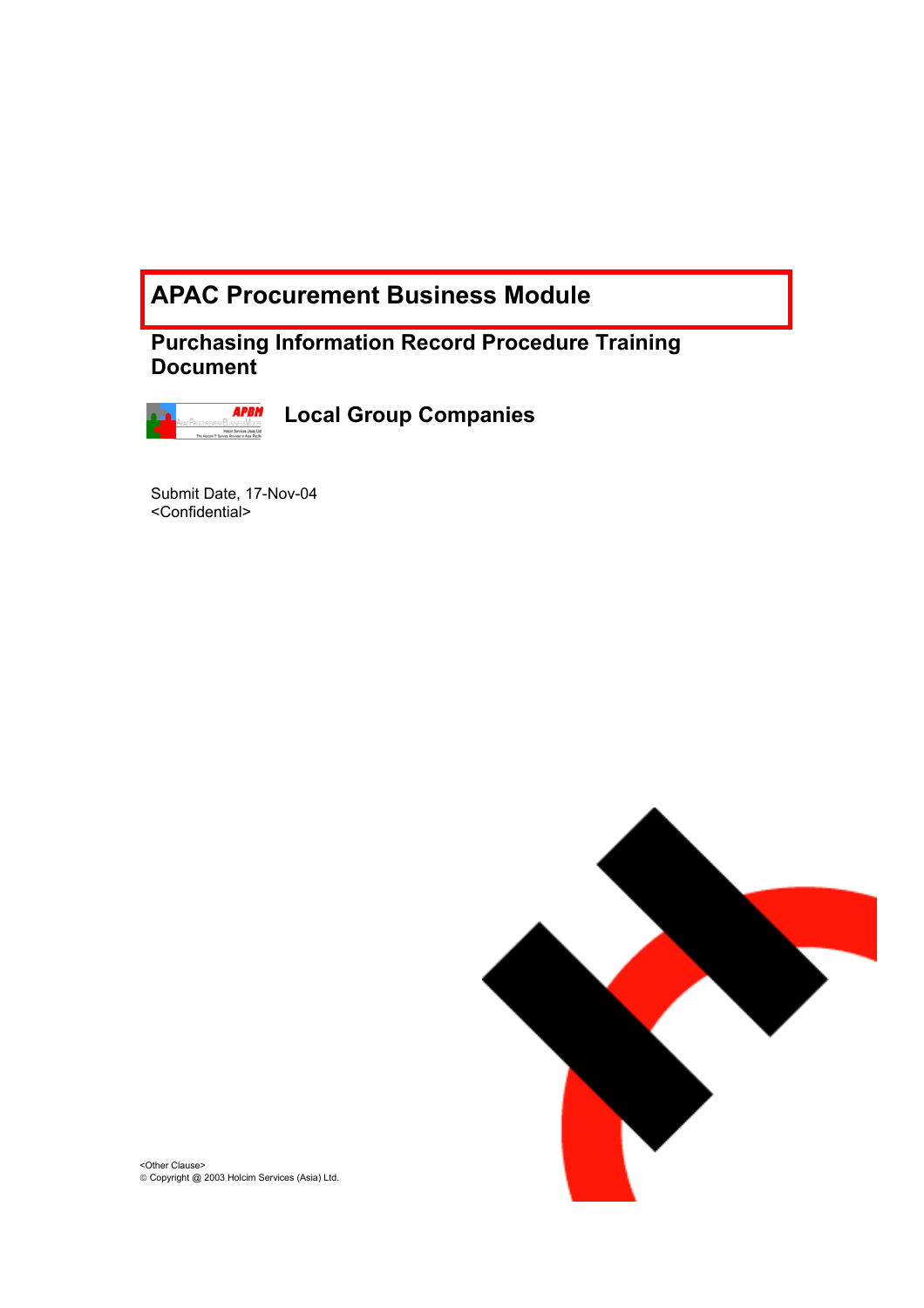# APAC Procurement Business Module

## Purchasing Information Record Procedure Training Document

### Local Group Companies

Submit Date, 17-Nov-04
<Confidential>

<Other Clause>
© Copyright @ 2003 Holcim Services (Asia) Ltd.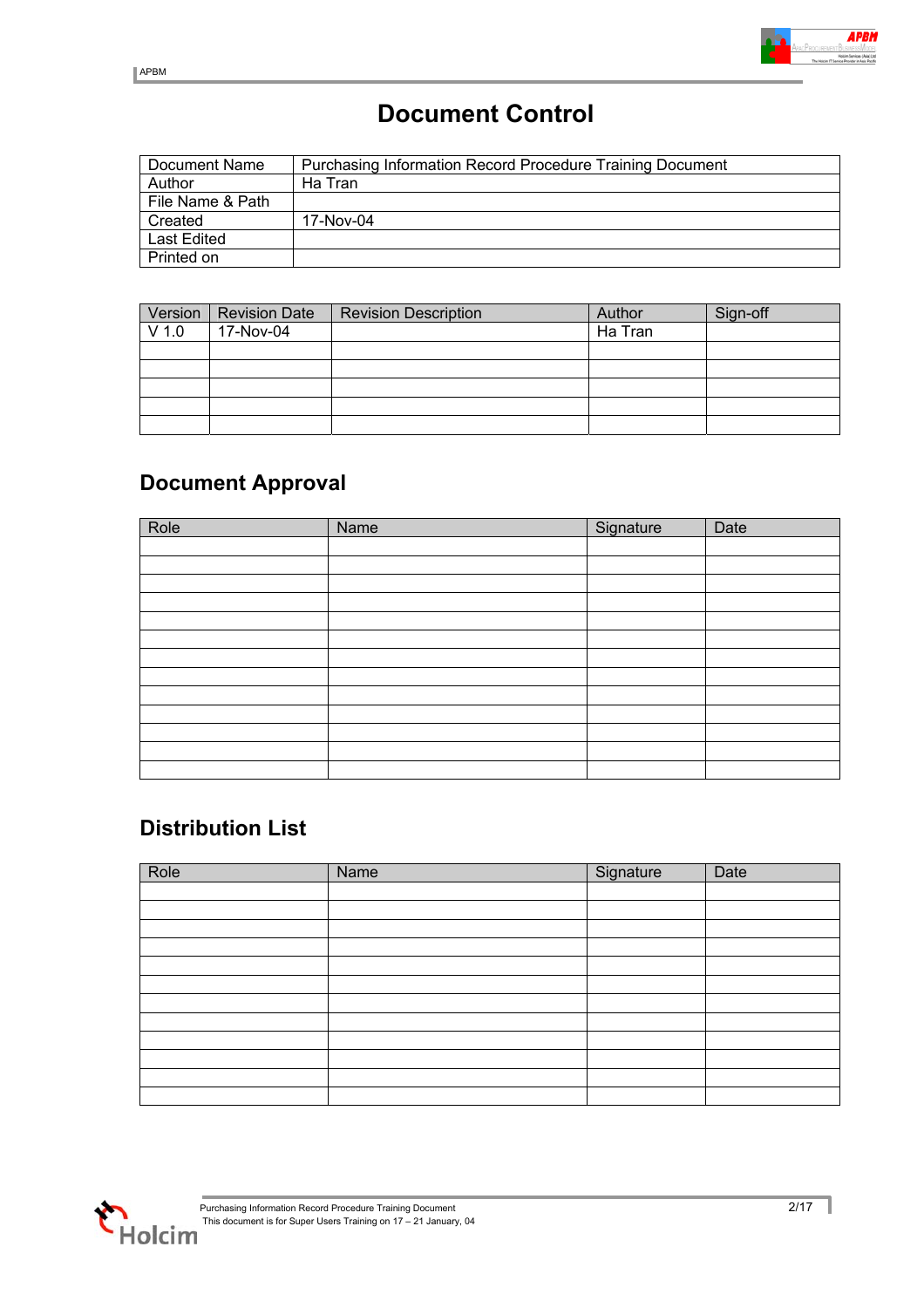# Document Control

| Document Name | Purchasing Information Record Procedure Training Document |
|---|---|
| Author | Ha Tran |
| File Name & Path | |
| Created | 17-Nov-04 |
| Last Edited | |
| Printed on | |

| Version | Revision Date | Revision Description | Author | Sign-off |
|---|---|---|---|---|
| V 1.0 | 17-Nov-04 | | Ha Tran | |
| | | | | |
| | | | | |
| | | | | |
| | | | | |
| | | | | |

## Document Approval

| Role | Name | Signature | Date |
|---|---|---|---|
| | | | |
| | | | |
| | | | |
| | | | |
| | | | |
| | | | |
| | | | |
| | | | |
| | | | |
| | | | |
| | | | |
| | | | |
| | | | |

## Distribution List

| Role | Name | Signature | Date |
|---|---|---|---|
| | | | |
| | | | |
| | | | |
| | | | |
| | | | |
| | | | |
| | | | |
| | | | |
| | | | |
| | | | |
| | | | |
| | | | |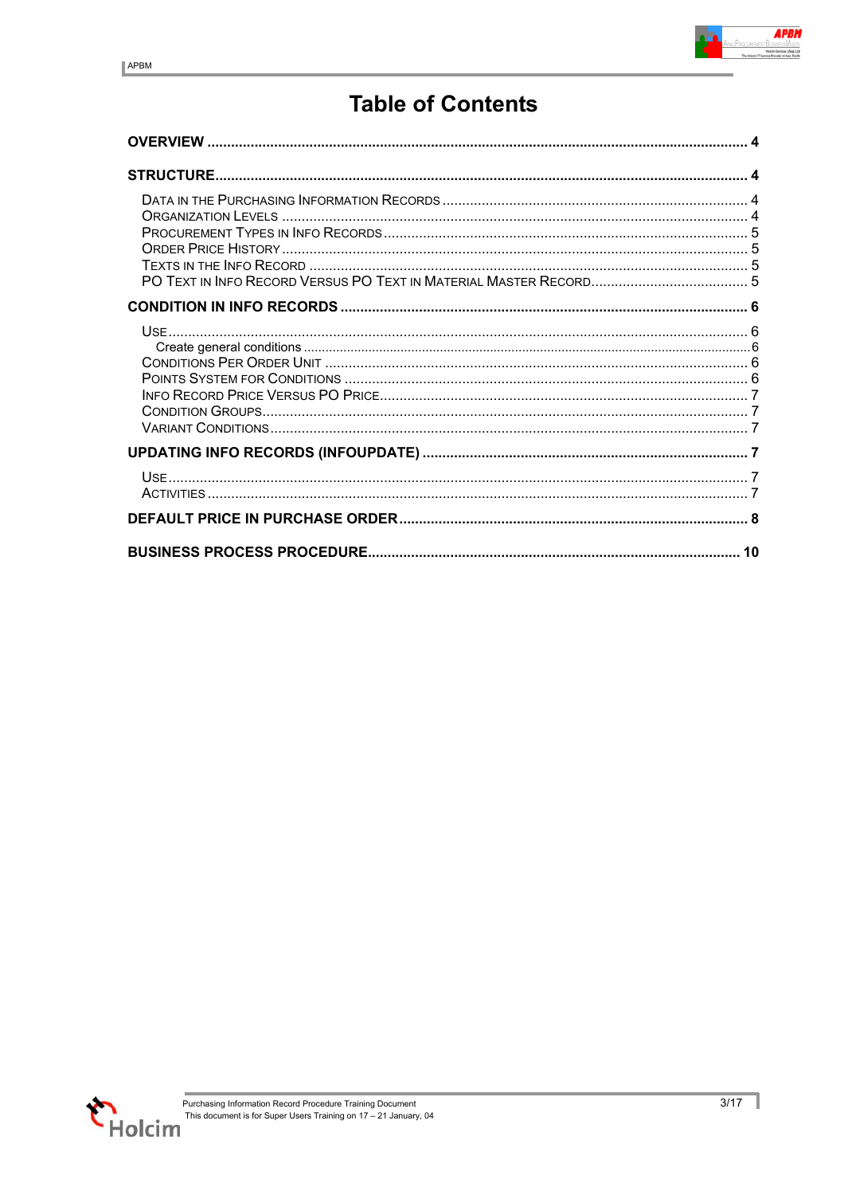# Table of Contents

**OVERVIEW** ..... 4

**STRUCTURE** ..... 4

- Data in the Purchasing Information Records ..... 4
- Organization Levels ..... 4
- Procurement Types in Info Records ..... 5
- Order Price History ..... 5
- Texts in the Info Record ..... 5
- PO Text in Info Record versus PO Text in Material Master Record ..... 5

**CONDITION IN INFO RECORDS** ..... 6

- Use ..... 6
  - Create general conditions ..... 6
- Conditions per Order Unit ..... 6
- Points System for Conditions ..... 6
- Info Record Price versus PO Price ..... 7
- Condition Groups ..... 7
- Variant Conditions ..... 7

**UPDATING INFO RECORDS (INFOUPDATE)** ..... 7

- Use ..... 7
- Activities ..... 7

**DEFAULT PRICE IN PURCHASE ORDER** ..... 8

**BUSINESS PROCESS PROCEDURE** ..... 10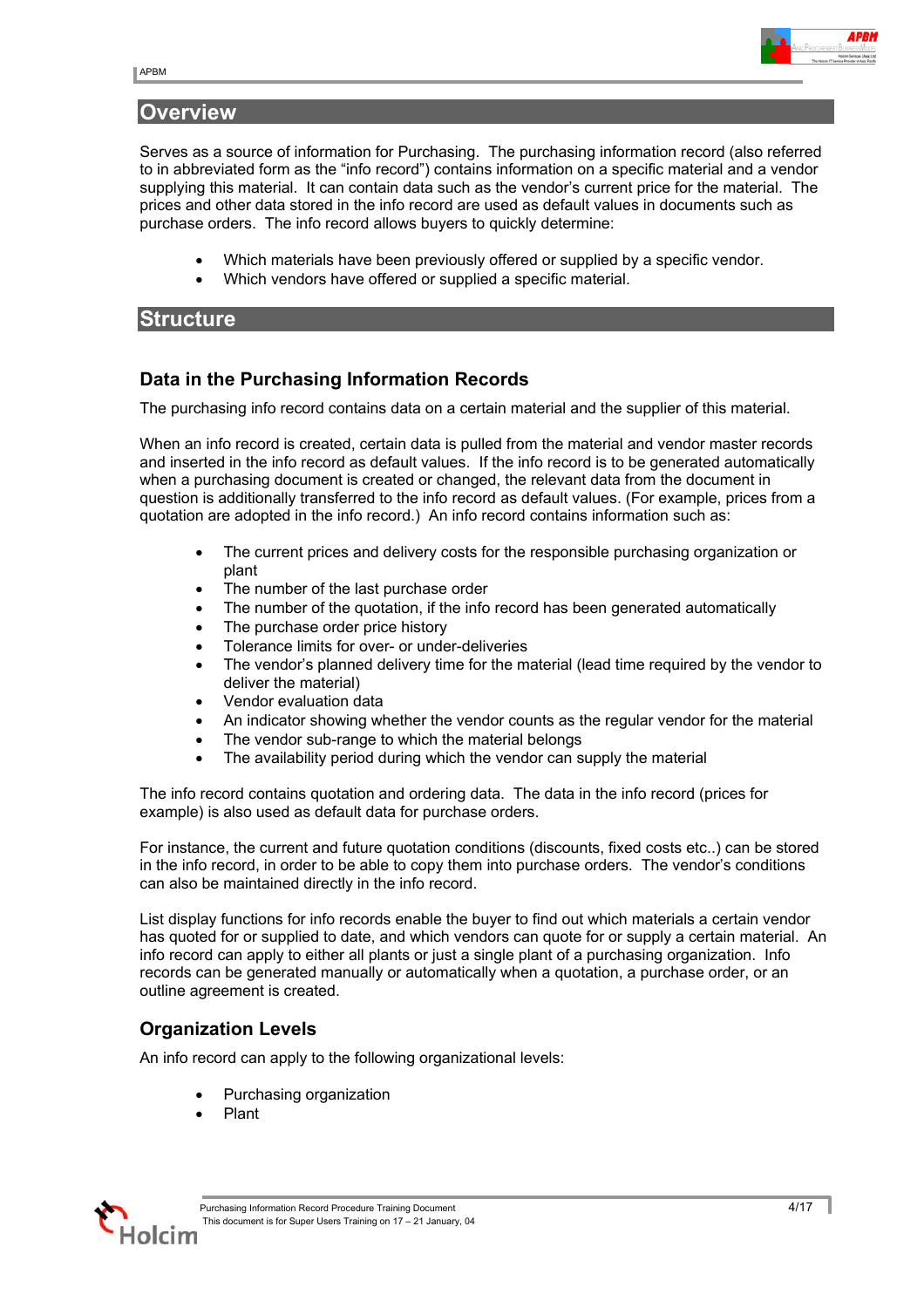# Overview

Serves as a source of information for Purchasing. The purchasing information record (also referred to in abbreviated form as the "info record") contains information on a specific material and a vendor supplying this material. It can contain data such as the vendor's current price for the material. The prices and other data stored in the info record are used as default values in documents such as purchase orders. The info record allows buyers to quickly determine:

- Which materials have been previously offered or supplied by a specific vendor.
- Which vendors have offered or supplied a specific material.

# Structure

## Data in the Purchasing Information Records

The purchasing info record contains data on a certain material and the supplier of this material.

When an info record is created, certain data is pulled from the material and vendor master records and inserted in the info record as default values. If the info record is to be generated automatically when a purchasing document is created or changed, the relevant data from the document in question is additionally transferred to the info record as default values. (For example, prices from a quotation are adopted in the info record.) An info record contains information such as:

- The current prices and delivery costs for the responsible purchasing organization or plant
- The number of the last purchase order
- The number of the quotation, if the info record has been generated automatically
- The purchase order price history
- Tolerance limits for over- or under-deliveries
- The vendor's planned delivery time for the material (lead time required by the vendor to deliver the material)
- Vendor evaluation data
- An indicator showing whether the vendor counts as the regular vendor for the material
- The vendor sub-range to which the material belongs
- The availability period during which the vendor can supply the material

The info record contains quotation and ordering data. The data in the info record (prices for example) is also used as default data for purchase orders.

For instance, the current and future quotation conditions (discounts, fixed costs etc..) can be stored in the info record, in order to be able to copy them into purchase orders. The vendor's conditions can also be maintained directly in the info record.

List display functions for info records enable the buyer to find out which materials a certain vendor has quoted for or supplied to date, and which vendors can quote for or supply a certain material. An info record can apply to either all plants or just a single plant of a purchasing organization. Info records can be generated manually or automatically when a quotation, a purchase order, or an outline agreement is created.

## Organization Levels

An info record can apply to the following organizational levels:

- Purchasing organization
- Plant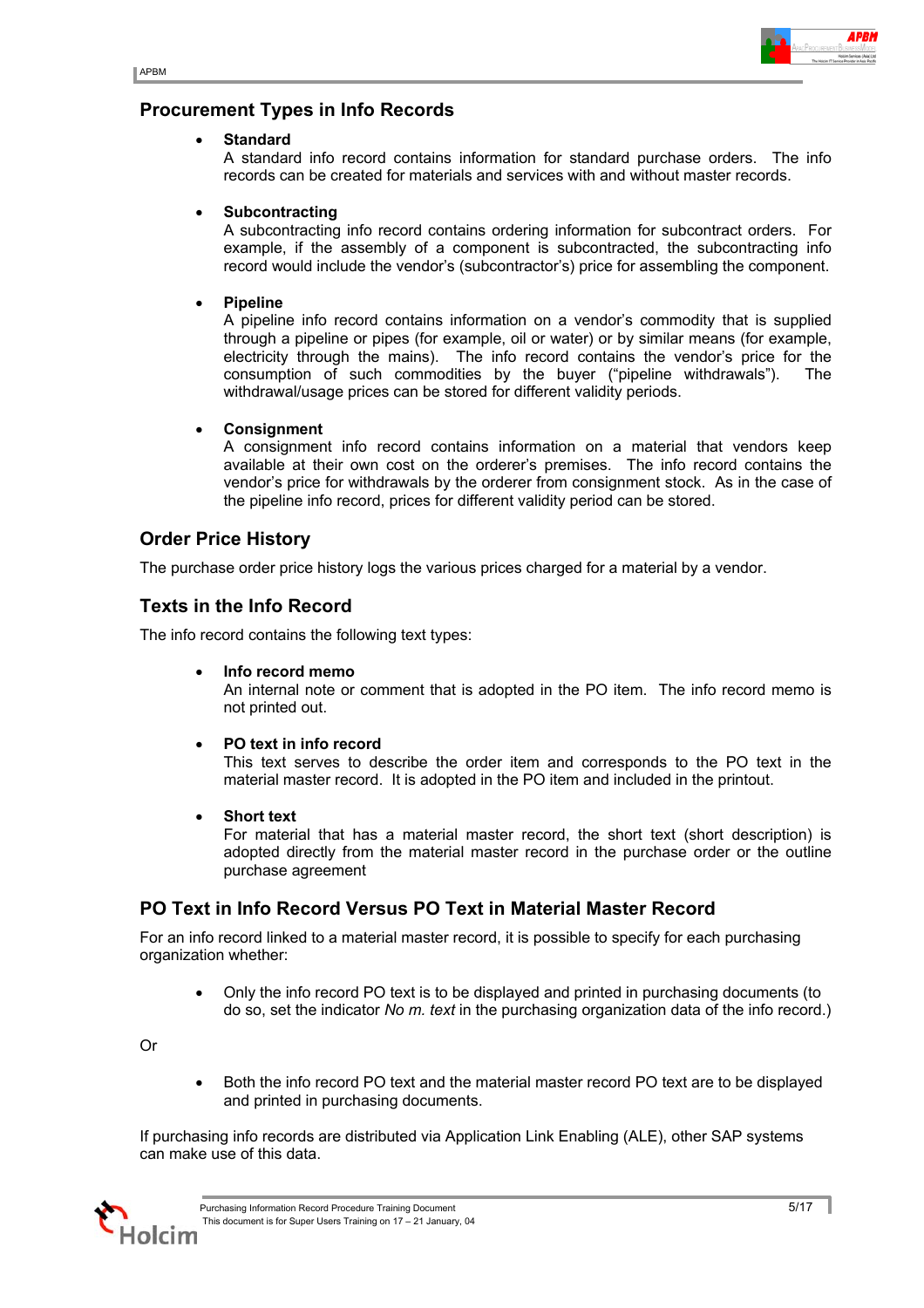## Procurement Types in Info Records

- **Standard**
  A standard info record contains information for standard purchase orders. The info records can be created for materials and services with and without master records.

- **Subcontracting**
  A subcontracting info record contains ordering information for subcontract orders. For example, if the assembly of a component is subcontracted, the subcontracting info record would include the vendor's (subcontractor's) price for assembling the component.

- **Pipeline**
  A pipeline info record contains information on a vendor's commodity that is supplied through a pipeline or pipes (for example, oil or water) or by similar means (for example, electricity through the mains). The info record contains the vendor's price for the consumption of such commodities by the buyer ("pipeline withdrawals"). The withdrawal/usage prices can be stored for different validity periods.

- **Consignment**
  A consignment info record contains information on a material that vendors keep available at their own cost on the orderer's premises. The info record contains the vendor's price for withdrawals by the orderer from consignment stock. As in the case of the pipeline info record, prices for different validity period can be stored.

## Order Price History

The purchase order price history logs the various prices charged for a material by a vendor.

## Texts in the Info Record

The info record contains the following text types:

- **Info record memo**
  An internal note or comment that is adopted in the PO item. The info record memo is not printed out.

- **PO text in info record**
  This text serves to describe the order item and corresponds to the PO text in the material master record. It is adopted in the PO item and included in the printout.

- **Short text**
  For material that has a material master record, the short text (short description) is adopted directly from the material master record in the purchase order or the outline purchase agreement

## PO Text in Info Record Versus PO Text in Material Master Record

For an info record linked to a material master record, it is possible to specify for each purchasing organization whether:

- Only the info record PO text is to be displayed and printed in purchasing documents (to do so, set the indicator *No m. text* in the purchasing organization data of the info record.)

Or

- Both the info record PO text and the material master record PO text are to be displayed and printed in purchasing documents.

If purchasing info records are distributed via Application Link Enabling (ALE), other SAP systems can make use of this data.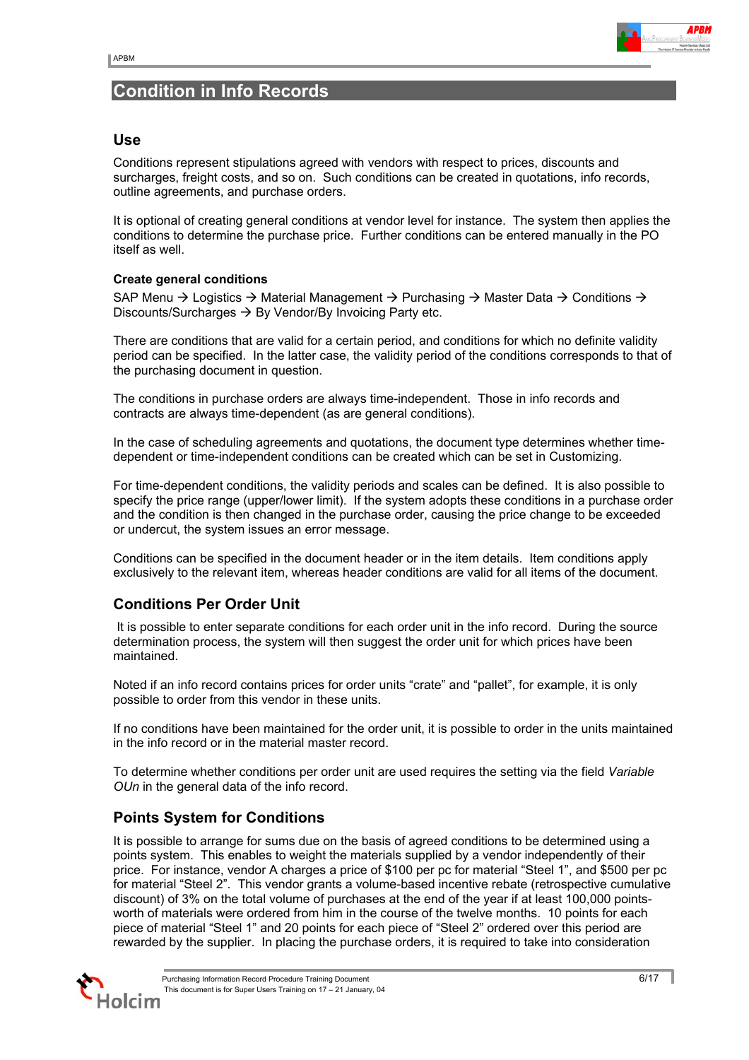## Condition in Info Records

### Use

Conditions represent stipulations agreed with vendors with respect to prices, discounts and surcharges, freight costs, and so on. Such conditions can be created in quotations, info records, outline agreements, and purchase orders.

It is optional of creating general conditions at vendor level for instance. The system then applies the conditions to determine the purchase price. Further conditions can be entered manually in the PO itself as well.

**Create general conditions**

SAP Menu → Logistics → Material Management → Purchasing → Master Data → Conditions → Discounts/Surcharges → By Vendor/By Invoicing Party etc.

There are conditions that are valid for a certain period, and conditions for which no definite validity period can be specified. In the latter case, the validity period of the conditions corresponds to that of the purchasing document in question.

The conditions in purchase orders are always time-independent. Those in info records and contracts are always time-dependent (as are general conditions).

In the case of scheduling agreements and quotations, the document type determines whether time-dependent or time-independent conditions can be created which can be set in Customizing.

For time-dependent conditions, the validity periods and scales can be defined. It is also possible to specify the price range (upper/lower limit). If the system adopts these conditions in a purchase order and the condition is then changed in the purchase order, causing the price change to be exceeded or undercut, the system issues an error message.

Conditions can be specified in the document header or in the item details. Item conditions apply exclusively to the relevant item, whereas header conditions are valid for all items of the document.

### Conditions Per Order Unit

It is possible to enter separate conditions for each order unit in the info record. During the source determination process, the system will then suggest the order unit for which prices have been maintained.

Noted if an info record contains prices for order units "crate" and "pallet", for example, it is only possible to order from this vendor in these units.

If no conditions have been maintained for the order unit, it is possible to order in the units maintained in the info record or in the material master record.

To determine whether conditions per order unit are used requires the setting via the field *Variable OUn* in the general data of the info record.

### Points System for Conditions

It is possible to arrange for sums due on the basis of agreed conditions to be determined using a points system. This enables to weight the materials supplied by a vendor independently of their price. For instance, vendor A charges a price of $100 per pc for material "Steel 1", and $500 per pc for material "Steel 2". This vendor grants a volume-based incentive rebate (retrospective cumulative discount) of 3% on the total volume of purchases at the end of the year if at least 100,000 points-worth of materials were ordered from him in the course of the twelve months. 10 points for each piece of material "Steel 1" and 20 points for each piece of "Steel 2" ordered over this period are rewarded by the supplier. In placing the purchase orders, it is required to take into consideration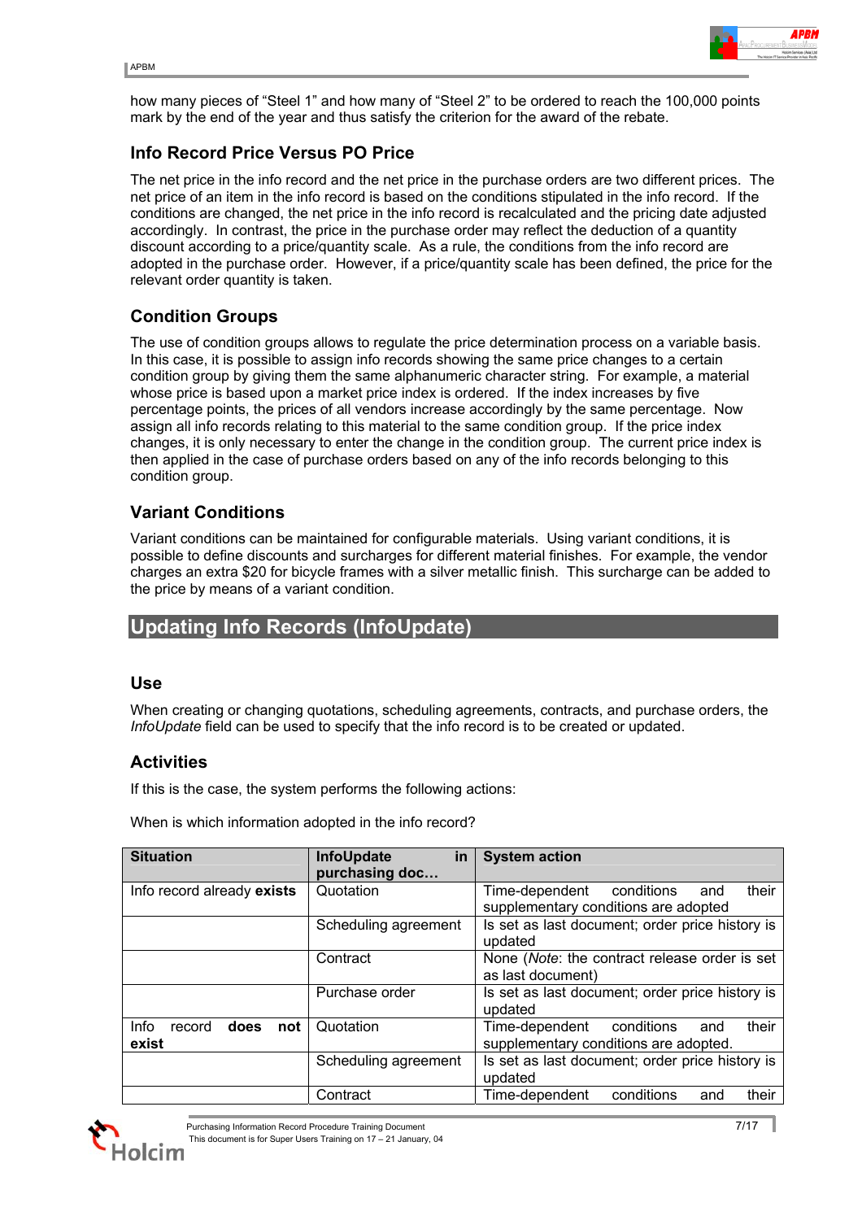how many pieces of "Steel 1" and how many of "Steel 2" to be ordered to reach the 100,000 points mark by the end of the year and thus satisfy the criterion for the award of the rebate.

### Info Record Price Versus PO Price

The net price in the info record and the net price in the purchase orders are two different prices. The net price of an item in the info record is based on the conditions stipulated in the info record. If the conditions are changed, the net price in the info record is recalculated and the pricing date adjusted accordingly. In contrast, the price in the purchase order may reflect the deduction of a quantity discount according to a price/quantity scale. As a rule, the conditions from the info record are adopted in the purchase order. However, if a price/quantity scale has been defined, the price for the relevant order quantity is taken.

### Condition Groups

The use of condition groups allows to regulate the price determination process on a variable basis. In this case, it is possible to assign info records showing the same price changes to a certain condition group by giving them the same alphanumeric character string. For example, a material whose price is based upon a market price index is ordered. If the index increases by five percentage points, the prices of all vendors increase accordingly by the same percentage. Now assign all info records relating to this material to the same condition group. If the price index changes, it is only necessary to enter the change in the condition group. The current price index is then applied in the case of purchase orders based on any of the info records belonging to this condition group.

### Variant Conditions

Variant conditions can be maintained for configurable materials. Using variant conditions, it is possible to define discounts and surcharges for different material finishes. For example, the vendor charges an extra $20 for bicycle frames with a silver metallic finish. This surcharge can be added to the price by means of a variant condition.

## Updating Info Records (InfoUpdate)

### Use

When creating or changing quotations, scheduling agreements, contracts, and purchase orders, the *InfoUpdate* field can be used to specify that the info record is to be created or updated.

### Activities

If this is the case, the system performs the following actions:

When is which information adopted in the info record?

| Situation | InfoUpdate in purchasing doc… | System action |
|---|---|---|
| Info record already **exists** | Quotation | Time-dependent conditions and their supplementary conditions are adopted |
| | Scheduling agreement | Is set as last document; order price history is updated |
| | Contract | None (*Note*: the contract release order is set as last document) |
| | Purchase order | Is set as last document; order price history is updated |
| Info record **does not exist** | Quotation | Time-dependent conditions and their supplementary conditions are adopted. |
| | Scheduling agreement | Is set as last document; order price history is updated |
| | Contract | Time-dependent conditions and their |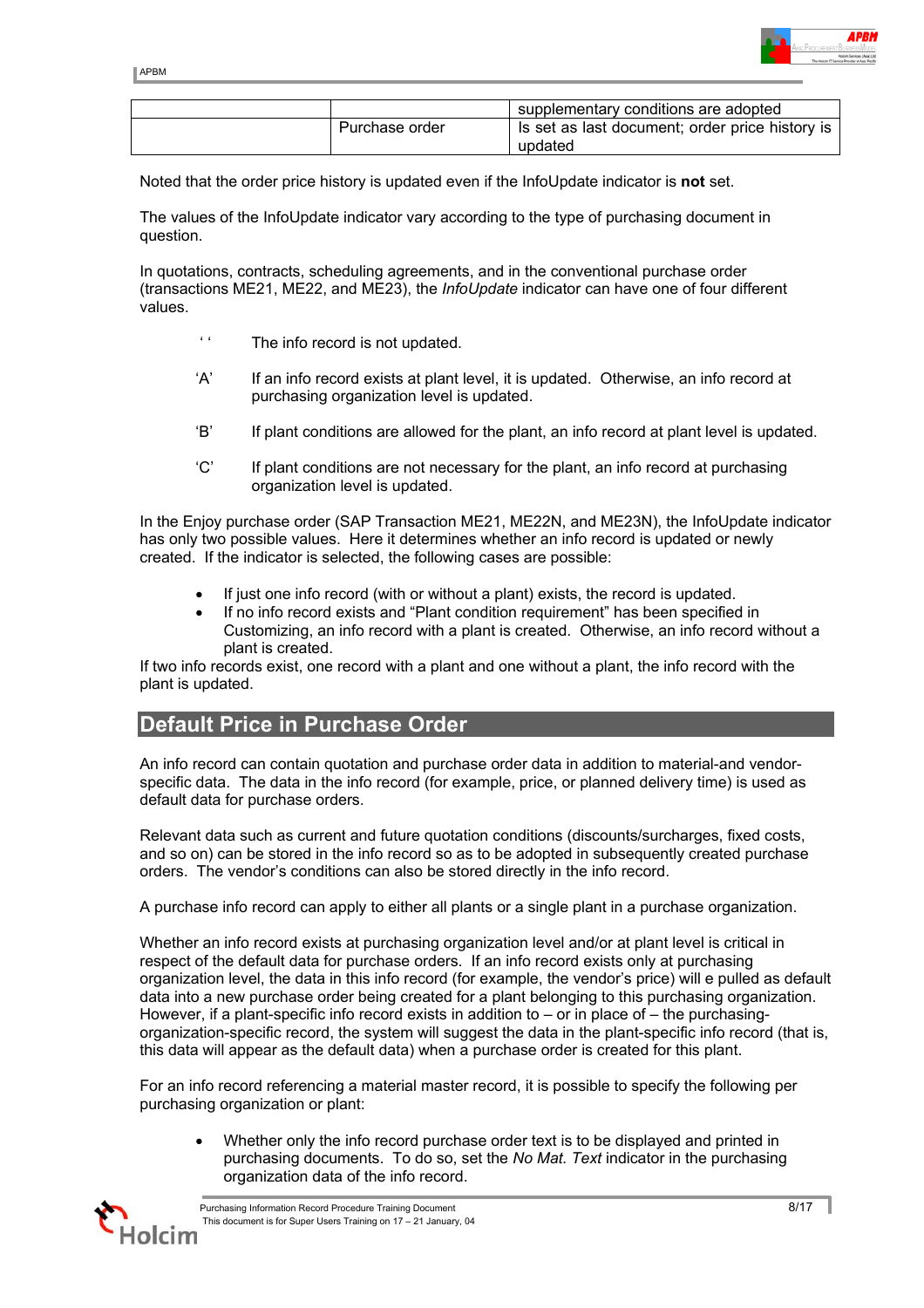| | | |
|---|---|---|
| | | supplementary conditions are adopted |
| | Purchase order | Is set as last document; order price history is updated |

Noted that the order price history is updated even if the InfoUpdate indicator is **not** set.

The values of the InfoUpdate indicator vary according to the type of purchasing document in question.

In quotations, contracts, scheduling agreements, and in the conventional purchase order (transactions ME21, ME22, and ME23), the *InfoUpdate* indicator can have one of four different values.

- ‘ ‘ The info record is not updated.
- ‘A’ If an info record exists at plant level, it is updated. Otherwise, an info record at purchasing organization level is updated.
- ‘B’ If plant conditions are allowed for the plant, an info record at plant level is updated.
- ‘C’ If plant conditions are not necessary for the plant, an info record at purchasing organization level is updated.

In the Enjoy purchase order (SAP Transaction ME21, ME22N, and ME23N), the InfoUpdate indicator has only two possible values. Here it determines whether an info record is updated or newly created. If the indicator is selected, the following cases are possible:

- If just one info record (with or without a plant) exists, the record is updated.
- If no info record exists and “Plant condition requirement” has been specified in Customizing, an info record with a plant is created. Otherwise, an info record without a plant is created.

If two info records exist, one record with a plant and one without a plant, the info record with the plant is updated.

## Default Price in Purchase Order

An info record can contain quotation and purchase order data in addition to material-and vendor-specific data. The data in the info record (for example, price, or planned delivery time) is used as default data for purchase orders.

Relevant data such as current and future quotation conditions (discounts/surcharges, fixed costs, and so on) can be stored in the info record so as to be adopted in subsequently created purchase orders. The vendor’s conditions can also be stored directly in the info record.

A purchase info record can apply to either all plants or a single plant in a purchase organization.

Whether an info record exists at purchasing organization level and/or at plant level is critical in respect of the default data for purchase orders. If an info record exists only at purchasing organization level, the data in this info record (for example, the vendor’s price) will e pulled as default data into a new purchase order being created for a plant belonging to this purchasing organization. However, if a plant-specific info record exists in addition to – or in place of – the purchasing-organization-specific record, the system will suggest the data in the plant-specific info record (that is, this data will appear as the default data) when a purchase order is created for this plant.

For an info record referencing a material master record, it is possible to specify the following per purchasing organization or plant:

- Whether only the info record purchase order text is to be displayed and printed in purchasing documents. To do so, set the *No Mat. Text* indicator in the purchasing organization data of the info record.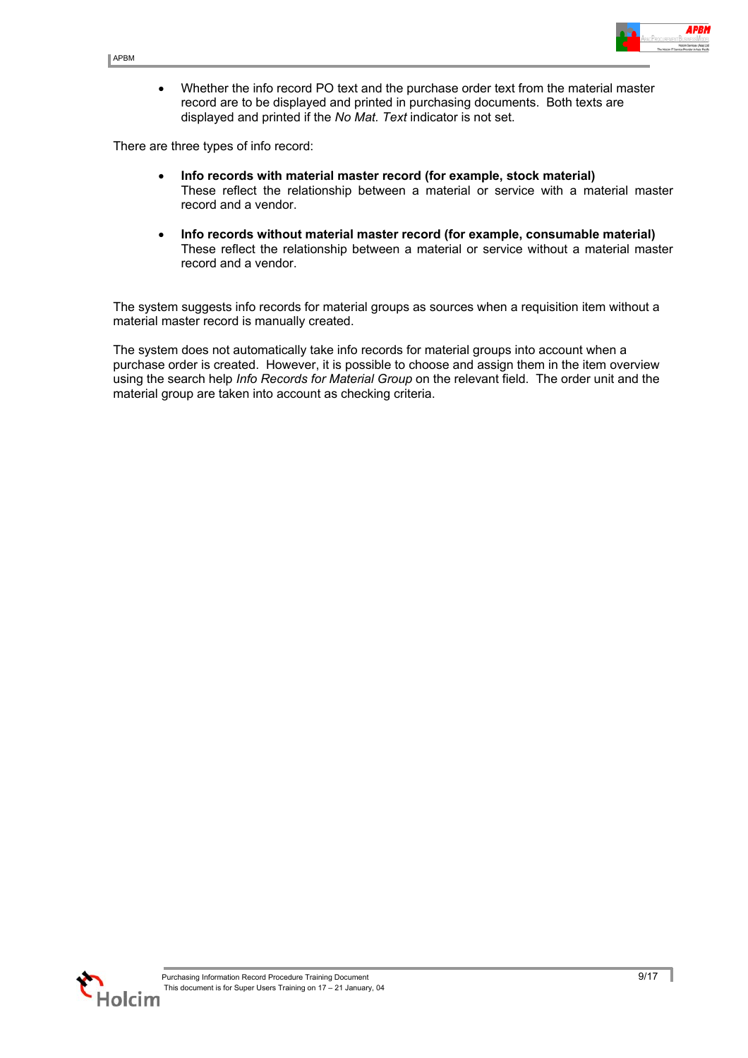- Whether the info record PO text and the purchase order text from the material master record are to be displayed and printed in purchasing documents. Both texts are displayed and printed if the *No Mat. Text* indicator is not set.

There are three types of info record:

- **Info records with material master record (for example, stock material)**
  These reflect the relationship between a material or service with a material master record and a vendor.

- **Info records without material master record (for example, consumable material)**
  These reflect the relationship between a material or service without a material master record and a vendor.

The system suggests info records for material groups as sources when a requisition item without a material master record is manually created.

The system does not automatically take info records for material groups into account when a purchase order is created. However, it is possible to choose and assign them in the item overview using the search help *Info Records for Material Group* on the relevant field. The order unit and the material group are taken into account as checking criteria.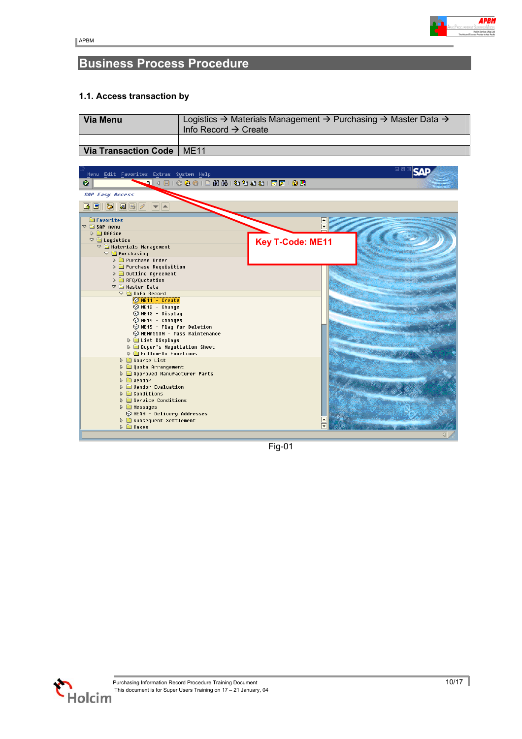## Business Process Procedure

### 1.1. Access transaction by

| Via Menu | Logistics → Materials Management → Purchasing → Master Data → Info Record → Create |
|---|---|
| | |
| **Via Transaction Code** | ME11 |

Fig-01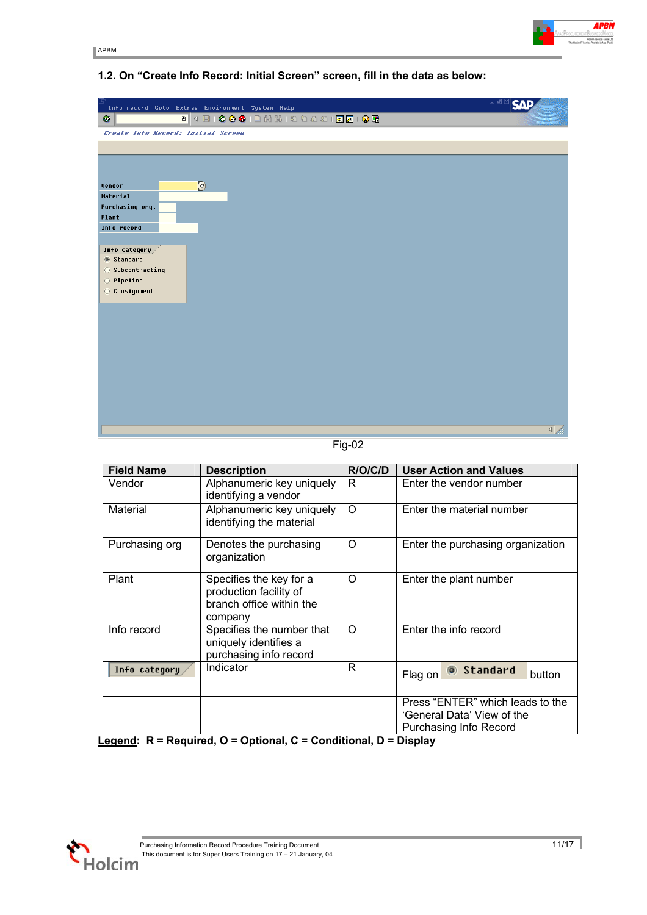**1.2. On “Create Info Record: Initial Screen” screen, fill in the data as below:**

Fig-02

| Field Name | Description | R/O/C/D | User Action and Values |
|---|---|---|---|
| Vendor | Alphanumeric key uniquely identifying a vendor | R | Enter the vendor number |
| Material | Alphanumeric key uniquely identifying the material | O | Enter the material number |
| Purchasing org | Denotes the purchasing organization | O | Enter the purchasing organization |
| Plant | Specifies the key for a production facility of branch office within the company | O | Enter the plant number |
| Info record | Specifies the number that uniquely identifies a purchasing info record | O | Enter the info record |
| Info category | Indicator | R | Flag on Standard button |
| | | | Press “ENTER” which leads to the ‘General Data’ View of the Purchasing Info Record |

**Legend: R = Required, O = Optional, C = Conditional, D = Display**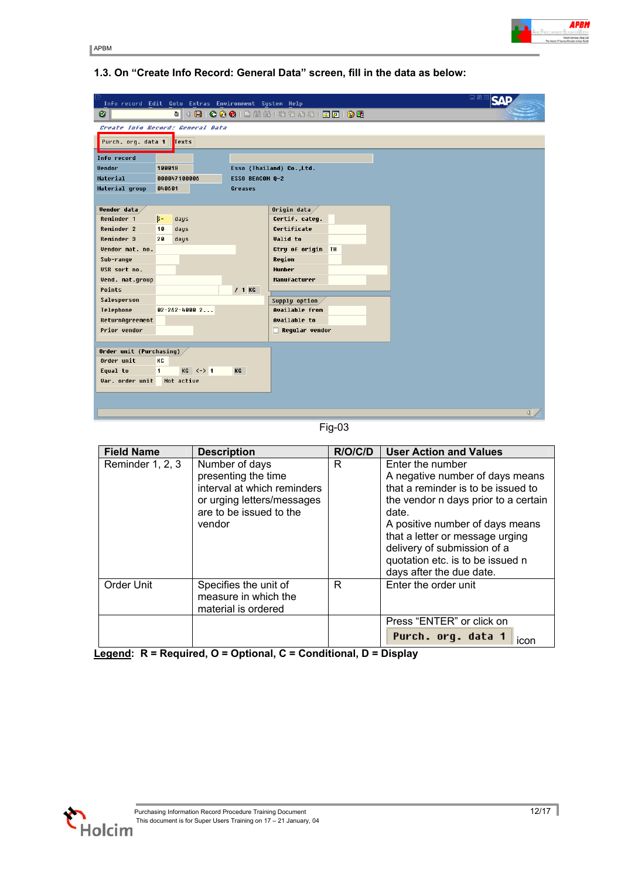### 1.3. On "Create Info Record: General Data" screen, fill in the data as below:

Fig-03

| Field Name | Description | R/O/C/D | User Action and Values |
|---|---|---|---|
| Reminder 1, 2, 3 | Number of days presenting the time interval at which reminders or urging letters/messages are to be issued to the vendor | R | Enter the number<br>A negative number of days means that a reminder is to be issued to the vendor n days prior to a certain date.<br>A positive number of days means that a letter or message urging delivery of submission of a quotation etc. is to be issued n days after the due date. |
| Order Unit | Specifies the unit of measure in which the material is ordered | R | Enter the order unit |
| | | | Press "ENTER" or click on Purch. org. data 1 icon |

**Legend**: R = Required, O = Optional, C = Conditional, D = Display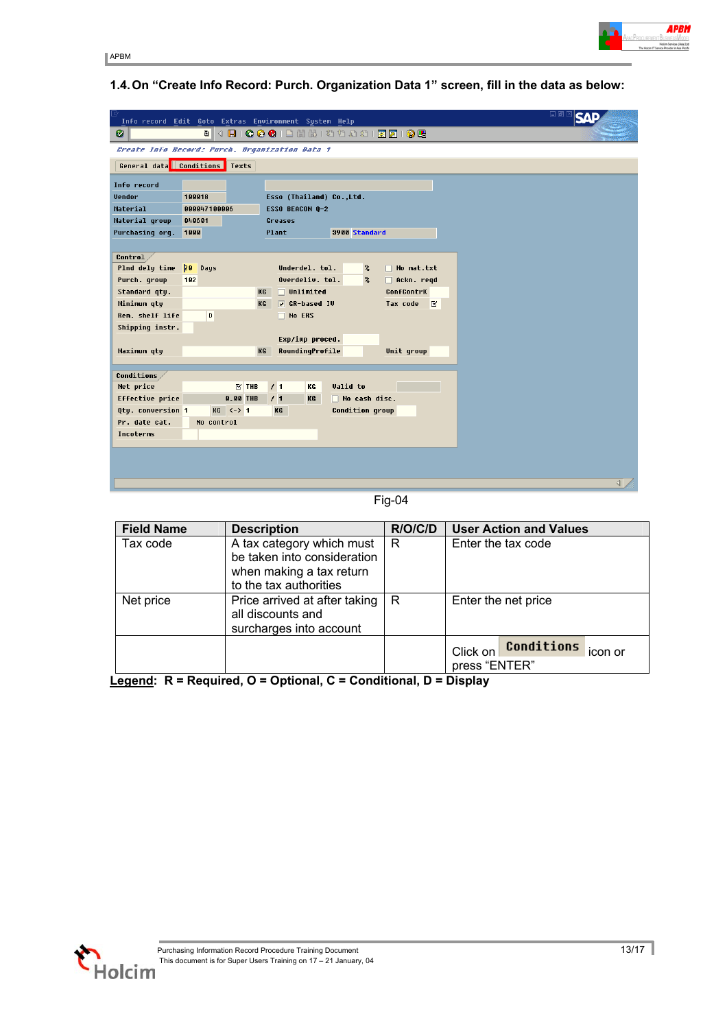### 1.4. On "Create Info Record: Purch. Organization Data 1" screen, fill in the data as below:

Fig-04

| Field Name | Description | R/O/C/D | User Action and Values |
|---|---|---|---|
| Tax code | A tax category which must be taken into consideration when making a tax return to the tax authorities | R | Enter the tax code |
| Net price | Price arrived at after taking all discounts and surcharges into account | R | Enter the net price |
| | | | Click on Conditions icon or press "ENTER" |

**Legend: R = Required, O = Optional, C = Conditional, D = Display**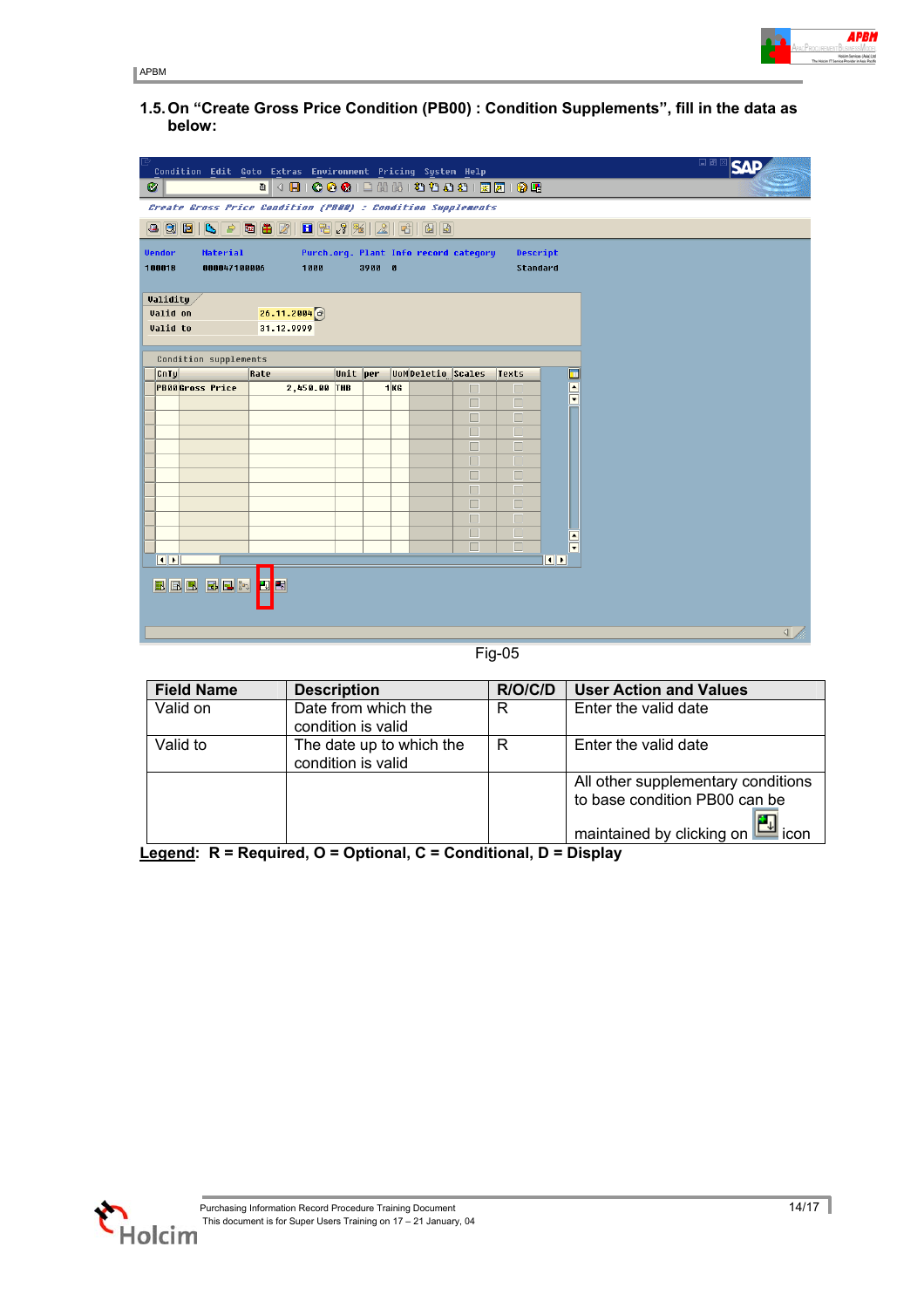## 1.5. On “Create Gross Price Condition (PB00) : Condition Supplements”, fill in the data as below:

Fig-05

| Field Name | Description | R/O/C/D | User Action and Values |
|---|---|---|---|
| Valid on | Date from which the condition is valid | R | Enter the valid date |
| Valid to | The date up to which the condition is valid | R | Enter the valid date |
| | | | All other supplementary conditions to base condition PB00 can be maintained by clicking on icon |

**Legend**: R = Required, O = Optional, C = Conditional, D = Display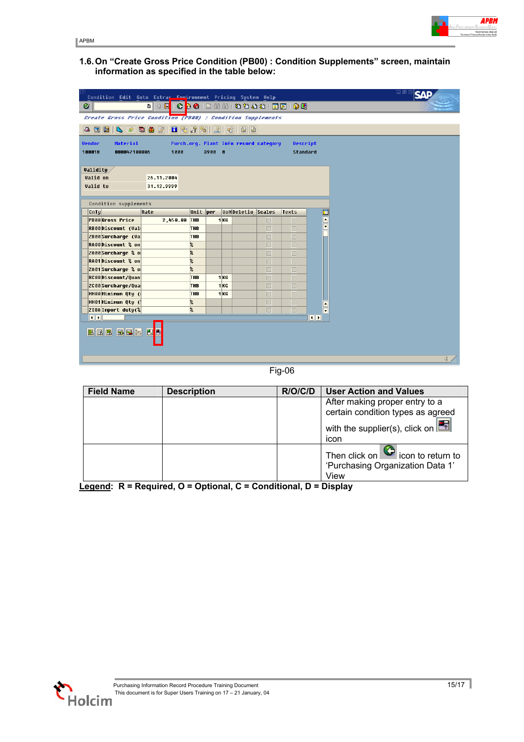## 1.6. On “Create Gross Price Condition (PB00) : Condition Supplements” screen, maintain information as specified in the table below:

Fig-06

| Field Name | Description | R/O/C/D | User Action and Values |
|---|---|---|---|
| | | | After making proper entry to a certain condition types as agreed with the supplier(s), click on icon |
| | | | Then click on icon to return to ‘Purchasing Organization Data 1’ View |

**Legend**: R = Required, O = Optional, C = Conditional, D = Display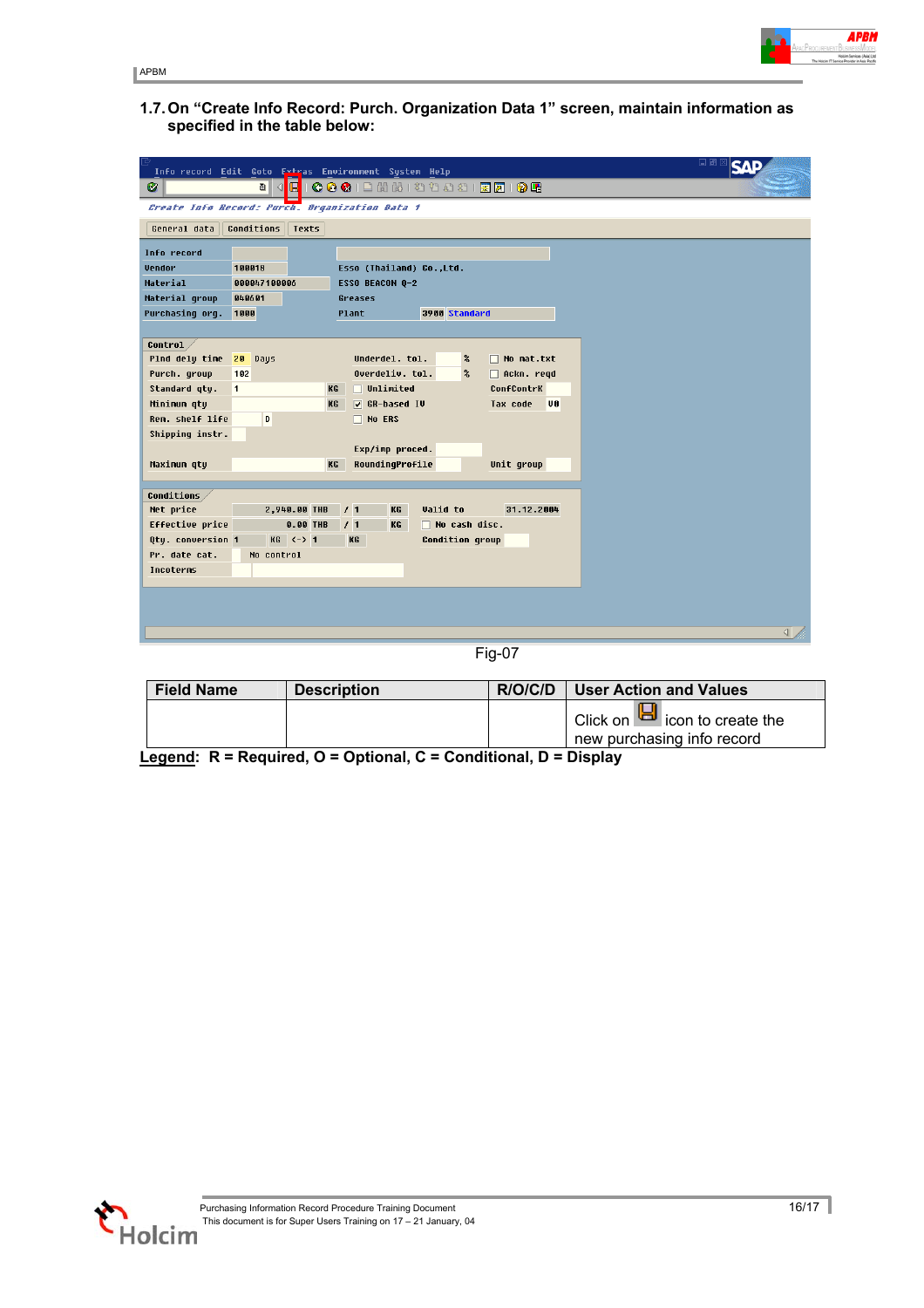### 1.7. On “Create Info Record: Purch. Organization Data 1” screen, maintain information as specified in the table below:

Fig-07

| Field Name | Description | R/O/C/D | User Action and Values |
|---|---|---|---|
| | | | Click on icon to create the new purchasing info record |

**Legend**: **R = Required, O = Optional, C = Conditional, D = Display**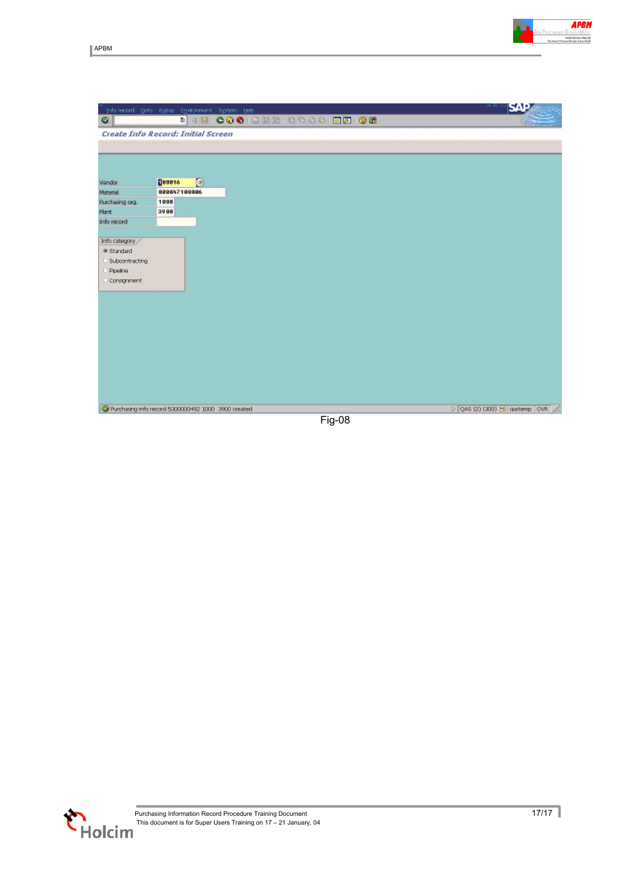Info record Goto Extras Environment System Help

Create Info Record: Initial Screen

Vendor 100016

Material 000047100006

Purchasing org. 1000

Plant 3900

Info record

Info category

- Standard
- Subcontracting
- Pipeline
- Consignment

Purchasing info record 5300000492 1000 3900 created

QAS (2) (300) qastemp OVR

Fig-08